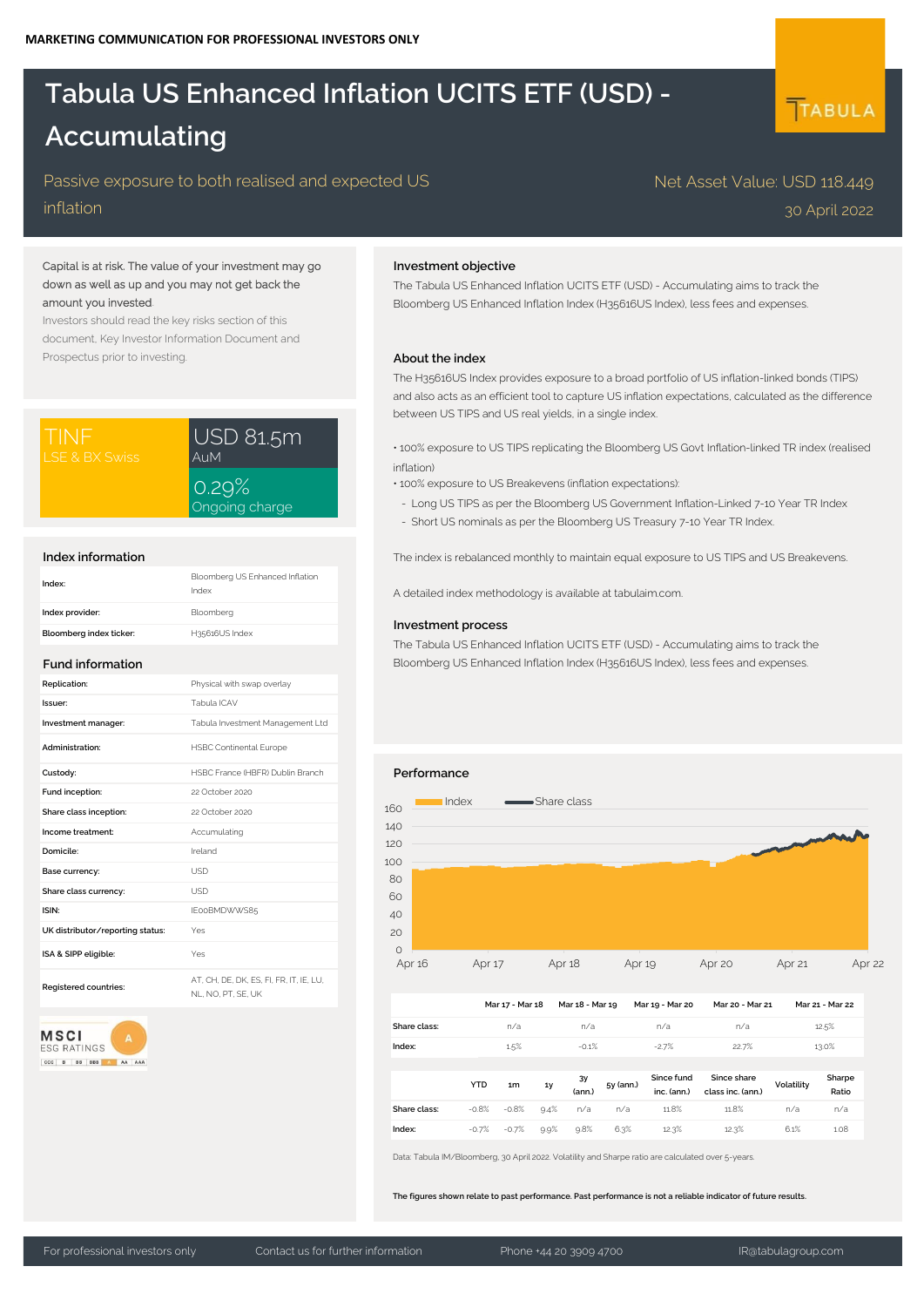MARKETING COMMUNICATION FOR PROFESSIONAL INVESTORS ONLY

# Tabula US Enhanced Inflation UCITS ETF (USD) - Accumulating

Passive exposure to both realised and expected US inflation

Net Asset Value: USD 118.449

30 April 2022

Capital is at risk. The value of your investment may go down as well as up and you may not get back the amount you invested

Investors should read the key risks section of this document, Key Investor Information Document and Prospectus prior to investing.

| TINF | USD 81.5m |
|---|---|
| LSE & BX Swiss | AuM |
| | 0.29% |
| | Ongoing charge |

## Index information

| | |
|---|---|
| Index: | Bloomberg US Enhanced Inflation Index |
| Index provider: | Bloomberg |
| Bloomberg index ticker: | H35616US Index |

## Fund information

| | |
|---|---|
| Replication: | Physical with swap overlay |
| Issuer: | Tabula ICAV |
| Investment manager: | Tabula Investment Management Ltd |
| Administration: | HSBC Continental Europe |
| Custody: | HSBC France (HBFR) Dublin Branch |
| Fund inception: | 22 October 2020 |
| Share class inception: | 22 October 2020 |
| Income treatment: | Accumulating |
| Domicile: | Ireland |
| Base currency: | USD |
| Share class currency: | USD |
| ISIN: | IE00BMDWWS85 |
| UK distributor/reporting status: | Yes |
| ISA & SIPP eligible: | Yes |
| Registered countries: | AT, CH, DE, DK, ES, FI, FR, IT, IE, LU, NL, NO, PT, SE, UK |

MSCI ESG RATINGS: A

## Investment objective

The Tabula US Enhanced Inflation UCITS ETF (USD) - Accumulating aims to track the Bloomberg US Enhanced Inflation Index (H35616US Index), less fees and expenses.

## About the index

The H35616US Index provides exposure to a broad portfolio of US inflation-linked bonds (TIPS) and also acts as an efficient tool to capture US inflation expectations, calculated as the difference between US TIPS and US real yields, in a single index.

- 100% exposure to US TIPS replicating the Bloomberg US Govt Inflation-linked TR index (realised inflation)
- 100% exposure to US Breakevens (inflation expectations):
  - Long US TIPS as per the Bloomberg US Government Inflation-Linked 7-10 Year TR Index
  - Short US nominals as per the Bloomberg US Treasury 7-10 Year TR Index.

The index is rebalanced monthly to maintain equal exposure to US TIPS and US Breakevens.

A detailed index methodology is available at tabulaim.com.

## Investment process

The Tabula US Enhanced Inflation UCITS ETF (USD) - Accumulating aims to track the Bloomberg US Enhanced Inflation Index (H35616US Index), less fees and expenses.

## Performance

| | Mar 17 - Mar 18 | Mar 18 - Mar 19 | Mar 19 - Mar 20 | Mar 20 - Mar 21 | Mar 21 - Mar 22 |
|---|---|---|---|---|---|
| Share class: | n/a | n/a | n/a | n/a | 12.5% |
| Index: | 1.5% | -0.1% | -2.7% | 22.7% | 13.0% |

| | YTD | 1m | 1y | 3y (ann.) | 5y (ann.) | Since fund inc. (ann.) | Since share class inc. (ann.) | Volatility | Sharpe Ratio |
|---|---|---|---|---|---|---|---|---|---|
| Share class: | -0.8% | -0.8% | 9.4% | n/a | n/a | 11.8% | 11.8% | n/a | n/a |
| Index: | -0.7% | -0.7% | 9.9% | 9.8% | 6.3% | 12.3% | 12.3% | 6.1% | 1.08 |

Data: Tabula IM/Bloomberg, 30 April 2022. Volatility and Sharpe ratio are calculated over 5-years.

**The figures shown relate to past performance. Past performance is not a reliable indicator of future results.**

For professional investors only | Contact us for further information | Phone +44 20 3909 4700 | IR@tabulagroup.com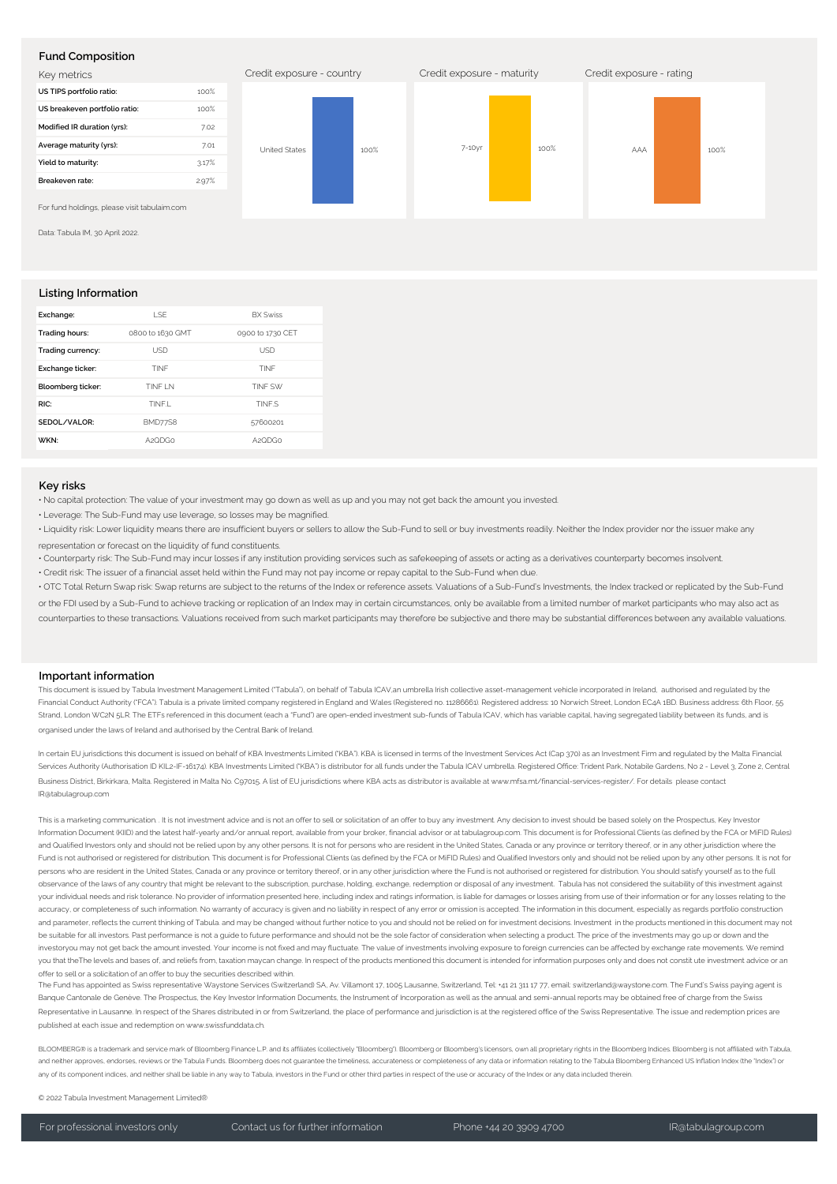## Fund Composition

### Key metrics

| | |
|---|---|
| US TIPS portfolio ratio: | 100% |
| US breakeven portfolio ratio: | 100% |
| Modified IR duration (yrs): | 7.02 |
| Average maturity (yrs): | 7.01 |
| Yield to maturity: | 3.17% |
| Breakeven rate: | 2.97% |

For fund holdings, please visit tabulaim.com

Data: Tabula IM, 30 April 2022.

Credit exposure - country

United States
100%

Credit exposure - maturity

7-10yr
100%

Credit exposure - rating

AAA
100%

## Listing Information

| | | |
|---|---|---|
| Exchange: | LSE | BX Swiss |
| Trading hours: | 0800 to 1630 GMT | 0900 to 1730 CET |
| Trading currency: | USD | USD |
| Exchange ticker: | TINF | TINF |
| Bloomberg ticker: | TINF LN | TINF SW |
| RIC: | TINF.L | TINF.S |
| SEDOL/VALOR: | BMD77S8 | 57600201 |
| WKN: | A2QDG0 | A2QDG0 |

## Key risks

- No capital protection: The value of your investment may go down as well as up and you may not get back the amount you invested.
- Leverage: The Sub-Fund may use leverage, so losses may be magnified.
- Liquidity risk: Lower liquidity means there are insufficient buyers or sellers to allow the Sub-Fund to sell or buy investments readily. Neither the Index provider nor the issuer make any representation or forecast on the liquidity of fund constituents.
- Counterparty risk: The Sub-Fund may incur losses if any institution providing services such as safekeeping of assets or acting as a derivatives counterparty becomes insolvent.
- Credit risk: The issuer of a financial asset held within the Fund may not pay income or repay capital to the Sub-Fund when due.
- OTC Total Return Swap risk: Swap returns are subject to the returns of the Index or reference assets. Valuations of a Sub-Fund's Investments, the Index tracked or replicated by the Sub-Fund or the FDI used by a Sub-Fund to achieve tracking or replication of an Index may in certain circumstances, only be available from a limited number of market participants who may also act as counterparties to these transactions. Valuations received from such market participants may therefore be subjective and there may be substantial differences between any available valuations.

## Important information

This document is issued by Tabula Investment Management Limited ("Tabula"), on behalf of Tabula ICAV,an umbrella Irish collective asset-management vehicle incorporated in Ireland, authorised and regulated by the Financial Conduct Authority ("FCA"). Tabula is a private limited company registered in England and Wales (Registered no. 11286661). Registered address: 10 Norwich Street, London EC4A 1BD. Business address: 6th Floor, 55 Strand, London WC2N 5LR. The ETFs referenced in this document (each a "Fund") are open-ended investment sub-funds of Tabula ICAV, which has variable capital, having segregated liability between its funds, and is organised under the laws of Ireland and authorised by the Central Bank of Ireland.

In certain EU jurisdictions this document is issued on behalf of KBA Investments Limited ("KBA"). KBA is licensed in terms of the Investment Services Act (Cap 370) as an Investment Firm and regulated by the Malta Financial Services Authority (Authorisation ID KIL2-IF-16174). KBA Investments Limited ("KBA") is distributor for all funds under the Tabula ICAV umbrella. Registered Office: Trident Park, Notabile Gardens, No 2 - Level 3, Zone 2, Central Business District, Birkirkara, Malta. Registered in Malta No. C97015. A list of EU jurisdictions where KBA acts as distributor is available at www.mfsa.mt/financial-services-register/. For details please contact IR@tabulagroup.com

This is a marketing communication. . It is not investment advice and is not an offer to sell or solicitation of an offer to buy any investment. Any decision to invest should be based solely on the Prospectus, Key Investor Information Document (KIID) and the latest half-yearly and/or annual report, available from your broker, financial advisor or at tabulagroup.com. This document is for Professional Clients (as defined by the FCA or MiFID Rules) and Qualified Investors only and should not be relied upon by any other persons. It is not for persons who are resident in the United States, Canada or any province or territory thereof, or in any other jurisdiction where the Fund is not authorised or registered for distribution. This document is for Professional Clients (as defined by the FCA or MiFID Rules) and Qualified Investors only and should not be relied upon by any other persons. It is not for persons who are resident in the United States, Canada or any province or territory thereof, or in any other jurisdiction where the Fund is not authorised or registered for distribution. You should satisfy yourself as to the full observance of the laws of any country that might be relevant to the subscription, purchase, holding, exchange, redemption or disposal of any investment. Tabula has not considered the suitability of this investment against your individual needs and risk tolerance. No provider of information presented here, including index and ratings information, is liable for damages or losses arising from use of their information or for any losses relating to the accuracy, or completeness of such information. No warranty of accuracy is given and no liability in respect of any error or omission is accepted. The information in this document, especially as regards portfolio construction and parameter, reflects the current thinking of Tabula. and may be changed without further notice to you and should not be relied on for investment decisions. Investment in the products mentioned in this document may not be suitable for all investors. Past performance is not a guide to future performance and should not be the sole factor of consideration when selecting a product. The price of the investments may go up or down and the investoryou may not get back the amount invested. Your income is not fixed and may fluctuate. The value of investments involving exposure to foreign currencies can be affected by exchange rate movements. We remind you that theThe levels and bases of, and reliefs from, taxation maycan change. In respect of the products mentioned this document is intended for information purposes only and does not constit ute investment advice or an offer to sell or a solicitation of an offer to buy the securities described within.
The Fund has appointed as Swiss representative Waystone Services (Switzerland) SA, Av. Villamont 17, 1005 Lausanne, Switzerland, Tel: +41 21 311 17 77, email: switzerland@waystone.com. The Fund's Swiss paying agent is Banque Cantonale de Genève. The Prospectus, the Key Investor Information Documents, the Instrument of Incorporation as well as the annual and semi-annual reports may be obtained free of charge from the Swiss Representative in Lausanne. In respect of the Shares distributed in or from Switzerland, the place of performance and jurisdiction is at the registered office of the Swiss Representative. The issue and redemption prices are published at each issue and redemption on www.swissfunddata.ch.

BLOOMBERG® is a trademark and service mark of Bloomberg Finance L.P. and its affiliates (collectively "Bloomberg"). Bloomberg or Bloomberg's licensors, own all proprietary rights in the Bloomberg Indices. Bloomberg is not affiliated with Tabula, and neither approves, endorses, reviews or the Tabula Funds. Bloomberg does not guarantee the timeliness, accurateness or completeness of any data or information relating to the Tabula Bloomberg Enhanced US Inflation Index (the "Index") or any of its component indices, and neither shall be liable in any way to Tabula, investors in the Fund or other third parties in respect of the use or accuracy of the Index or any data included therein.

© 2022 Tabula Investment Management Limited®

For professional investors only | Contact us for further information | Phone +44 20 3909 4700 | IR@tabulagroup.com